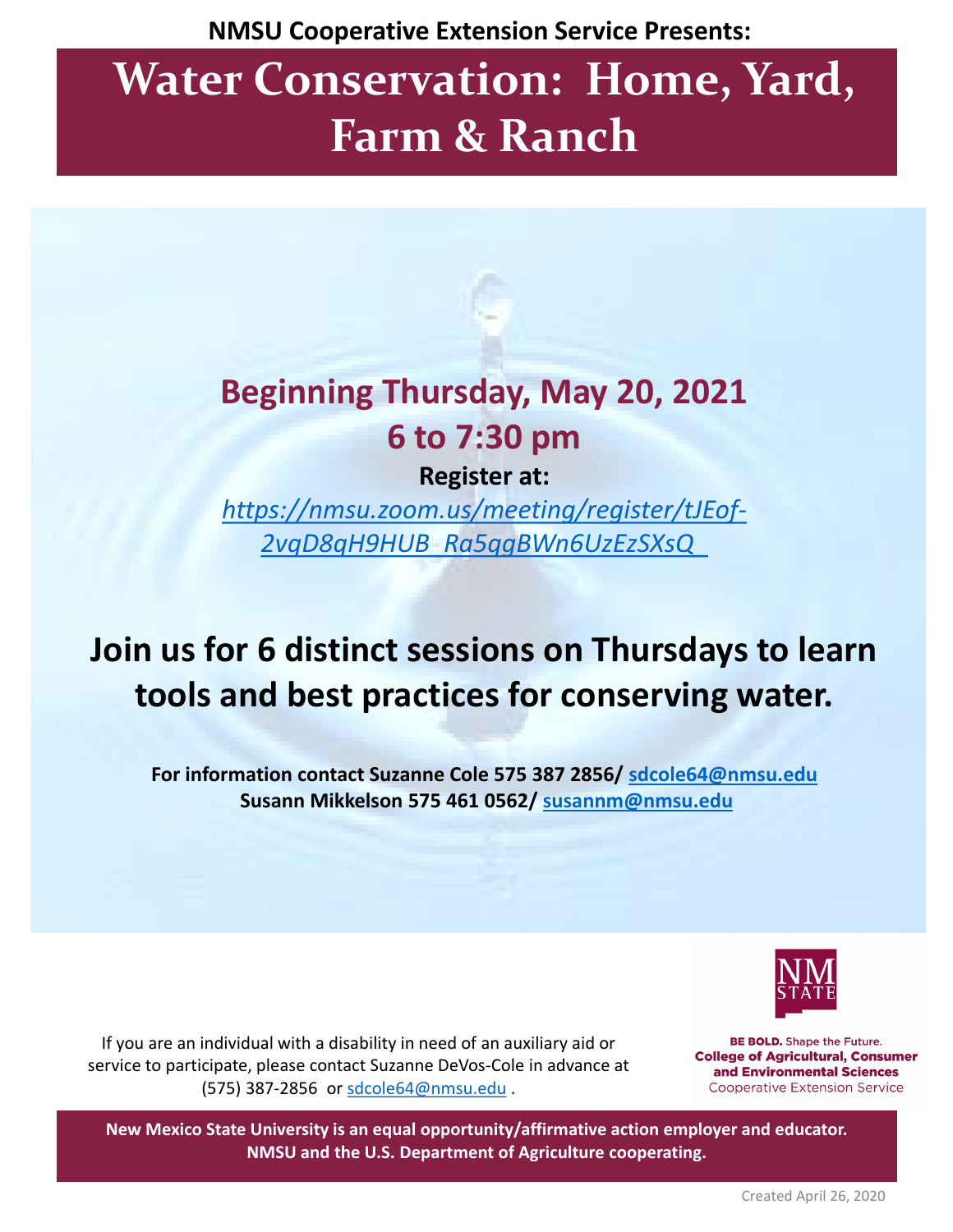**NMSU Cooperative Extension Service Presents:**

# Water Conservation: Home, Yard, Farm & Ranch

## Beginning Thursday, May 20, 2021
## 6 to 7:30 pm

**Register at:**

*https://nmsu.zoom.us/meeting/register/tJEof-2vqD8qH9HUB_Ra5qgBWn6UzEzSXsQ*

## Join us for 6 distinct sessions on Thursdays to learn tools and best practices for conserving water.

**For information contact Suzanne Cole 575 387 2856/ sdcole64@nmsu.edu**
**Susann Mikkelson 575 461 0562/ susannm@nmsu.edu**

If you are an individual with a disability in need of an auxiliary aid or service to participate, please contact Suzanne DeVos-Cole in advance at (575) 387-2856 or sdcole64@nmsu.edu .

NM STATE

**BE BOLD.** Shape the Future.
**College of Agricultural, Consumer and Environmental Sciences**
Cooperative Extension Service

**New Mexico State University is an equal opportunity/affirmative action employer and educator. NMSU and the U.S. Department of Agriculture cooperating.**

Created April 26, 2020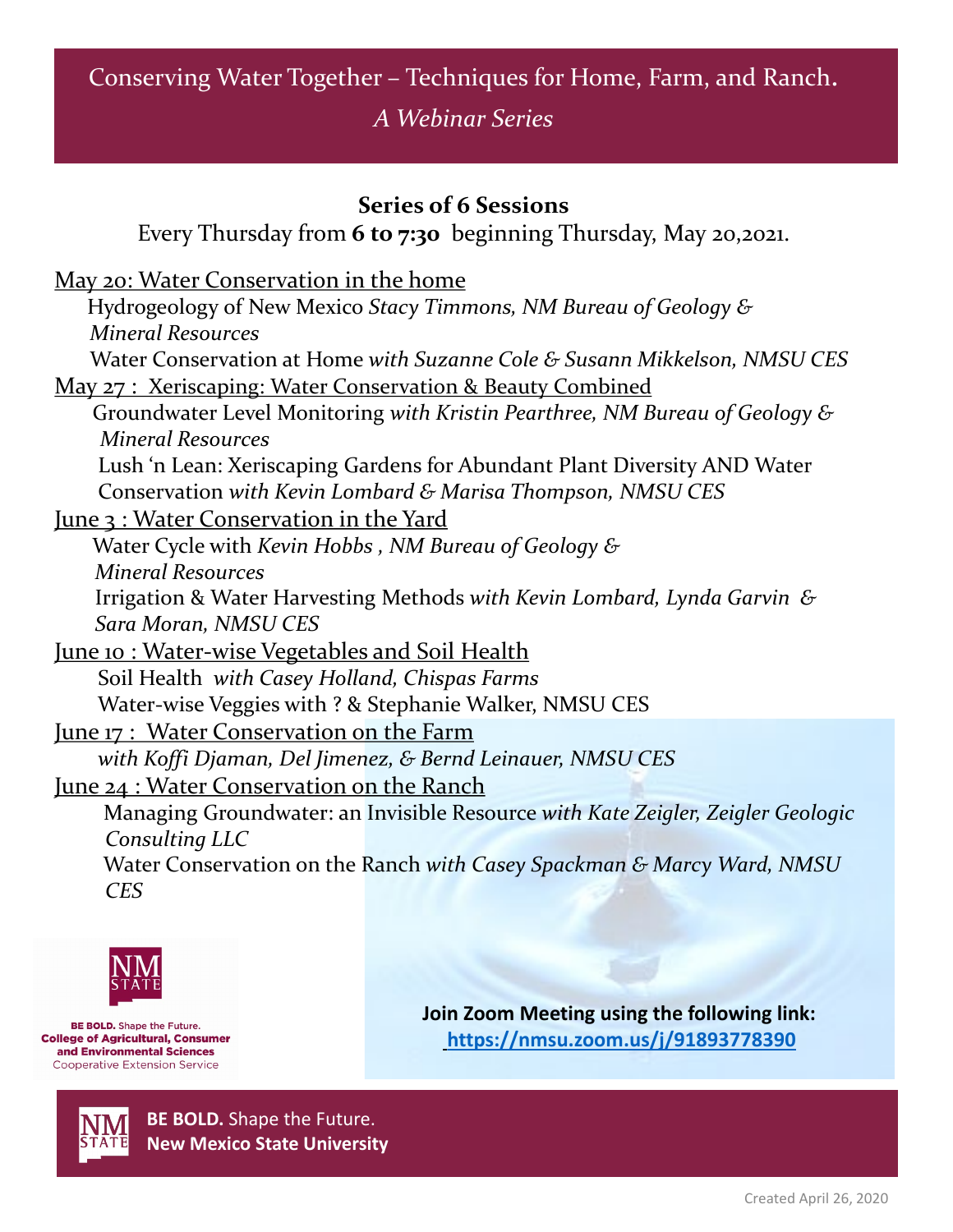# Conserving Water Together – Techniques for Home, Farm, and Ranch.

*A Webinar Series*

**Series of 6 Sessions**

Every Thursday from **6 to 7:30** beginning Thursday, May 20,2021.

May 20: Water Conservation in the home

- Hydrogeology of New Mexico *Stacy Timmons, NM Bureau of Geology & Mineral Resources*
- Water Conservation at Home *with Suzanne Cole & Susann Mikkelson, NMSU CES*

May 27 : Xeriscaping: Water Conservation & Beauty Combined

- Groundwater Level Monitoring *with Kristin Pearthree, NM Bureau of Geology & Mineral Resources*
- Lush 'n Lean: Xeriscaping Gardens for Abundant Plant Diversity AND Water Conservation *with Kevin Lombard & Marisa Thompson, NMSU CES*

June 3 : Water Conservation in the Yard

- Water Cycle with *Kevin Hobbs , NM Bureau of Geology & Mineral Resources*
- Irrigation & Water Harvesting Methods *with Kevin Lombard, Lynda Garvin & Sara Moran, NMSU CES*

June 10 : Water-wise Vegetables and Soil Health

- Soil Health *with Casey Holland, Chispas Farms*
- Water-wise Veggies with ? & Stephanie Walker, NMSU CES

June 17 : Water Conservation on the Farm

- *with Koffi Djaman, Del Jimenez, & Bernd Leinauer, NMSU CES*

June 24 : Water Conservation on the Ranch

- Managing Groundwater: an Invisible Resource *with Kate Zeigler, Zeigler Geologic Consulting LLC*
- Water Conservation on the Ranch *with Casey Spackman & Marcy Ward, NMSU CES*

NM STATE

**BE BOLD.** Shape the Future.
**College of Agricultural, Consumer and Environmental Sciences**
Cooperative Extension Service

**Join Zoom Meeting using the following link:**
**https://nmsu.zoom.us/j/91893778390**

**BE BOLD.** Shape the Future.
**New Mexico State University**

Created April 26, 2020